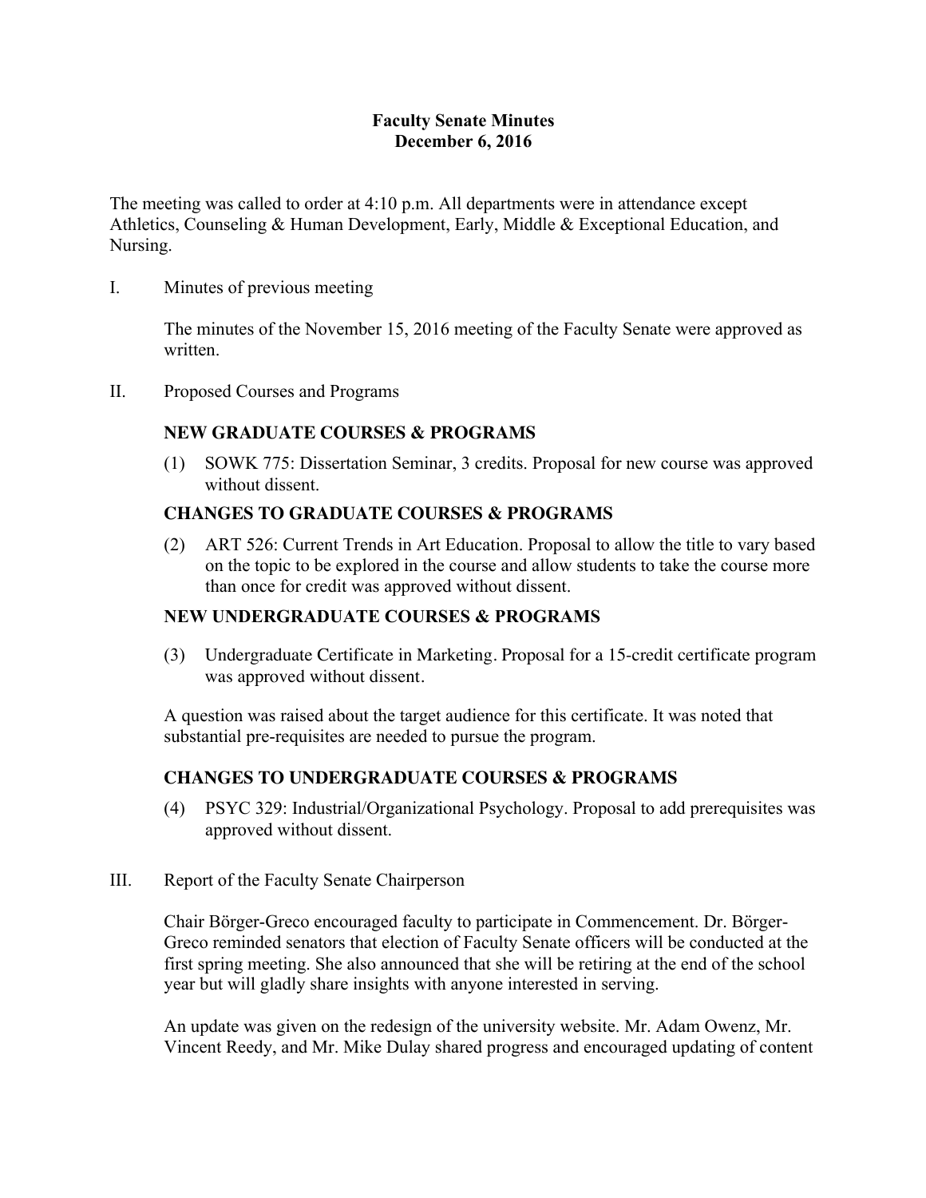# Faculty Senate Minutes
## December 6, 2016

The meeting was called to order at 4:10 p.m. All departments were in attendance except Athletics, Counseling & Human Development, Early, Middle & Exceptional Education, and Nursing.

I. Minutes of previous meeting

The minutes of the November 15, 2016 meeting of the Faculty Senate were approved as written.

II. Proposed Courses and Programs

**NEW GRADUATE COURSES & PROGRAMS**

(1) SOWK 775: Dissertation Seminar, 3 credits. Proposal for new course was approved without dissent.

**CHANGES TO GRADUATE COURSES & PROGRAMS**

(2) ART 526: Current Trends in Art Education. Proposal to allow the title to vary based on the topic to be explored in the course and allow students to take the course more than once for credit was approved without dissent.

**NEW UNDERGRADUATE COURSES & PROGRAMS**

(3) Undergraduate Certificate in Marketing. Proposal for a 15-credit certificate program was approved without dissent.

A question was raised about the target audience for this certificate. It was noted that substantial pre-requisites are needed to pursue the program.

**CHANGES TO UNDERGRADUATE COURSES & PROGRAMS**

(4) PSYC 329: Industrial/Organizational Psychology. Proposal to add prerequisites was approved without dissent.

III. Report of the Faculty Senate Chairperson

Chair Börger-Greco encouraged faculty to participate in Commencement. Dr. Börger-Greco reminded senators that election of Faculty Senate officers will be conducted at the first spring meeting. She also announced that she will be retiring at the end of the school year but will gladly share insights with anyone interested in serving.

An update was given on the redesign of the university website. Mr. Adam Owenz, Mr. Vincent Reedy, and Mr. Mike Dulay shared progress and encouraged updating of content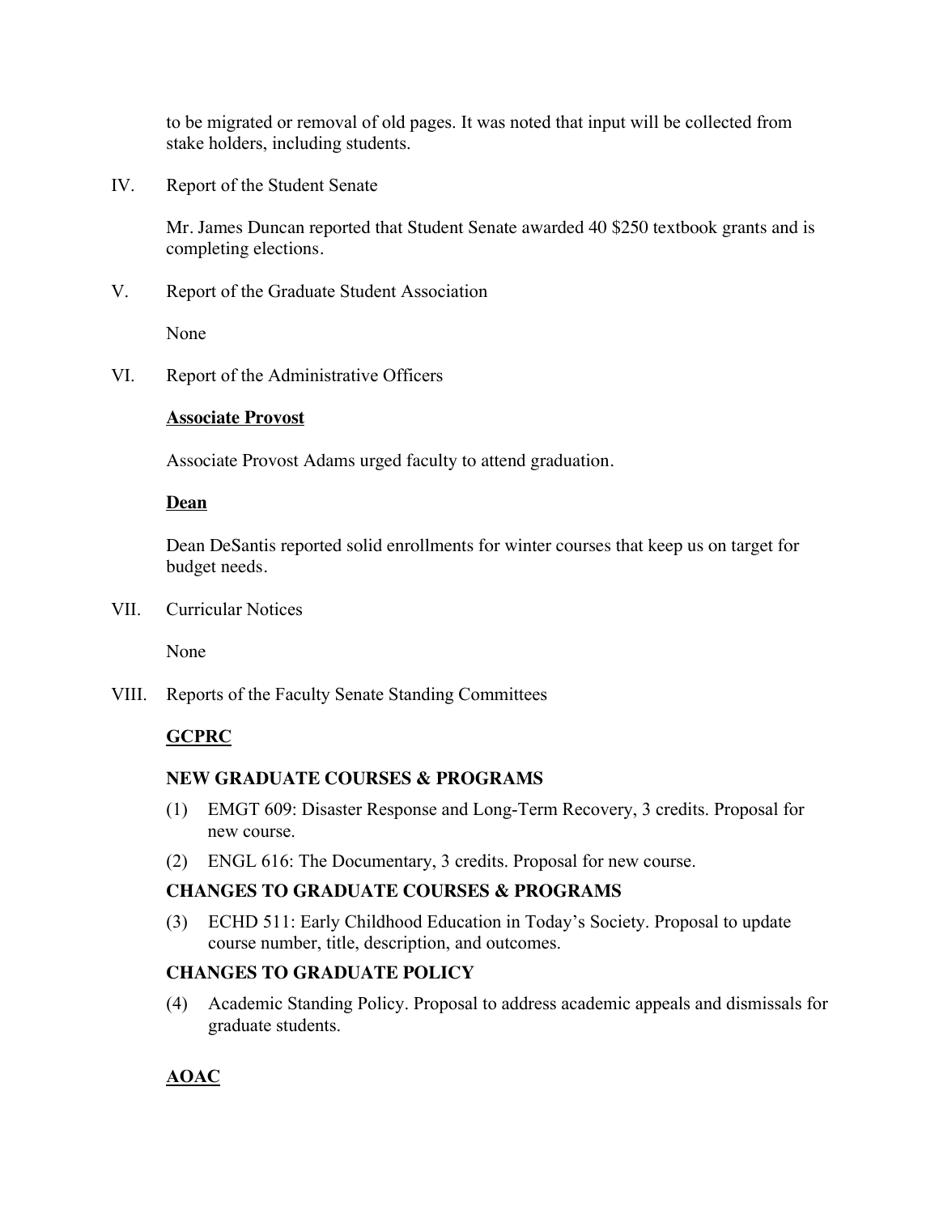to be migrated or removal of old pages. It was noted that input will be collected from stake holders, including students.

IV. Report of the Student Senate

Mr. James Duncan reported that Student Senate awarded 40 $250 textbook grants and is completing elections.

V. Report of the Graduate Student Association

None

VI. Report of the Administrative Officers

**Associate Provost**

Associate Provost Adams urged faculty to attend graduation.

**Dean**

Dean DeSantis reported solid enrollments for winter courses that keep us on target for budget needs.

VII. Curricular Notices

None

VIII. Reports of the Faculty Senate Standing Committees

**GCPRC**

**NEW GRADUATE COURSES & PROGRAMS**

(1) EMGT 609: Disaster Response and Long-Term Recovery, 3 credits. Proposal for new course.

(2) ENGL 616: The Documentary, 3 credits. Proposal for new course.

**CHANGES TO GRADUATE COURSES & PROGRAMS**

(3) ECHD 511: Early Childhood Education in Today's Society. Proposal to update course number, title, description, and outcomes.

**CHANGES TO GRADUATE POLICY**

(4) Academic Standing Policy. Proposal to address academic appeals and dismissals for graduate students.

**AOAC**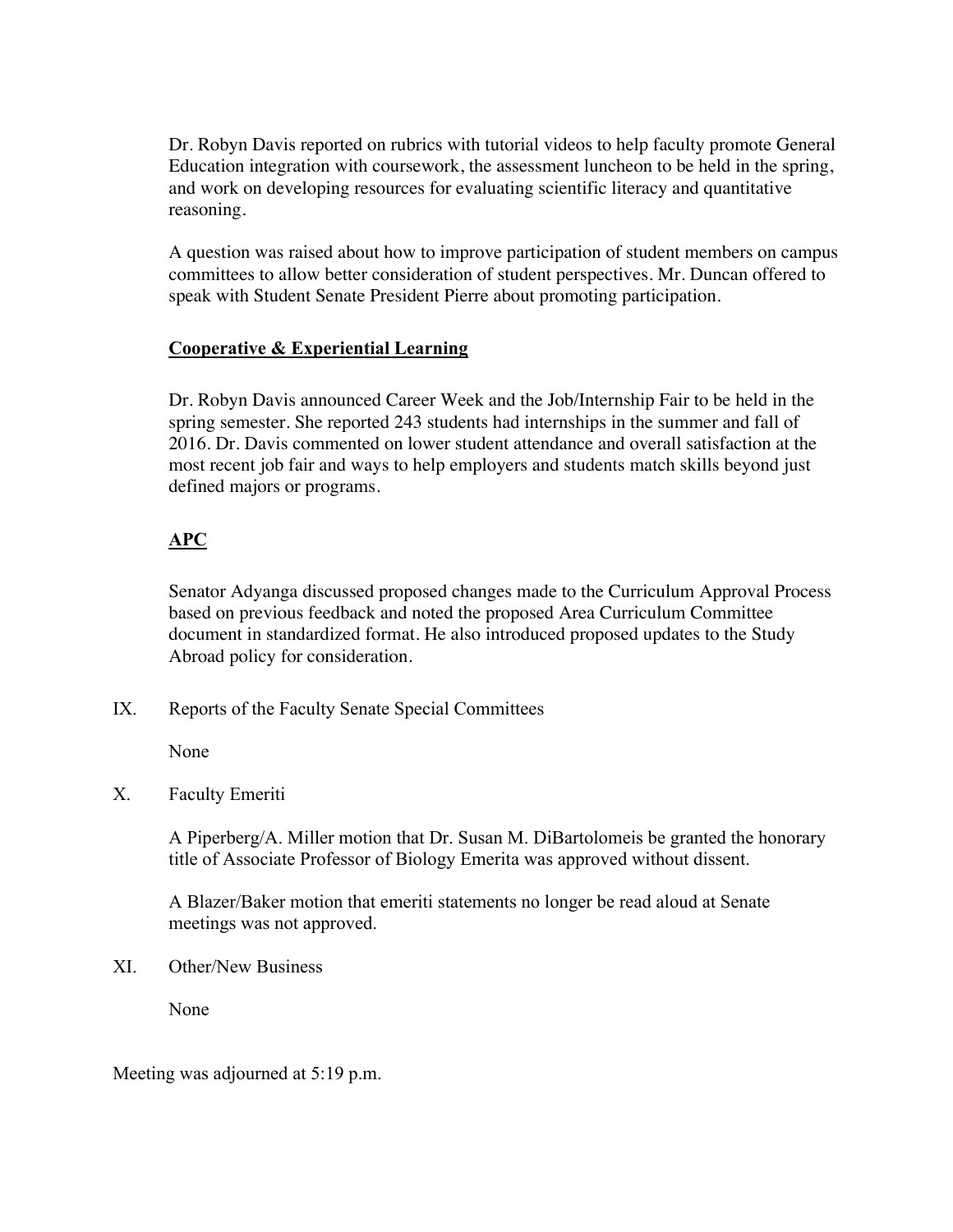Dr. Robyn Davis reported on rubrics with tutorial videos to help faculty promote General Education integration with coursework, the assessment luncheon to be held in the spring, and work on developing resources for evaluating scientific literacy and quantitative reasoning.

A question was raised about how to improve participation of student members on campus committees to allow better consideration of student perspectives. Mr. Duncan offered to speak with Student Senate President Pierre about promoting participation.

**Cooperative & Experiential Learning**

Dr. Robyn Davis announced Career Week and the Job/Internship Fair to be held in the spring semester. She reported 243 students had internships in the summer and fall of 2016. Dr. Davis commented on lower student attendance and overall satisfaction at the most recent job fair and ways to help employers and students match skills beyond just defined majors or programs.

**APC**

Senator Adyanga discussed proposed changes made to the Curriculum Approval Process based on previous feedback and noted the proposed Area Curriculum Committee document in standardized format. He also introduced proposed updates to the Study Abroad policy for consideration.

IX. Reports of the Faculty Senate Special Committees

None

X. Faculty Emeriti

A Piperberg/A. Miller motion that Dr. Susan M. DiBartolomeis be granted the honorary title of Associate Professor of Biology Emerita was approved without dissent.

A Blazer/Baker motion that emeriti statements no longer be read aloud at Senate meetings was not approved.

XI. Other/New Business

None

Meeting was adjourned at 5:19 p.m.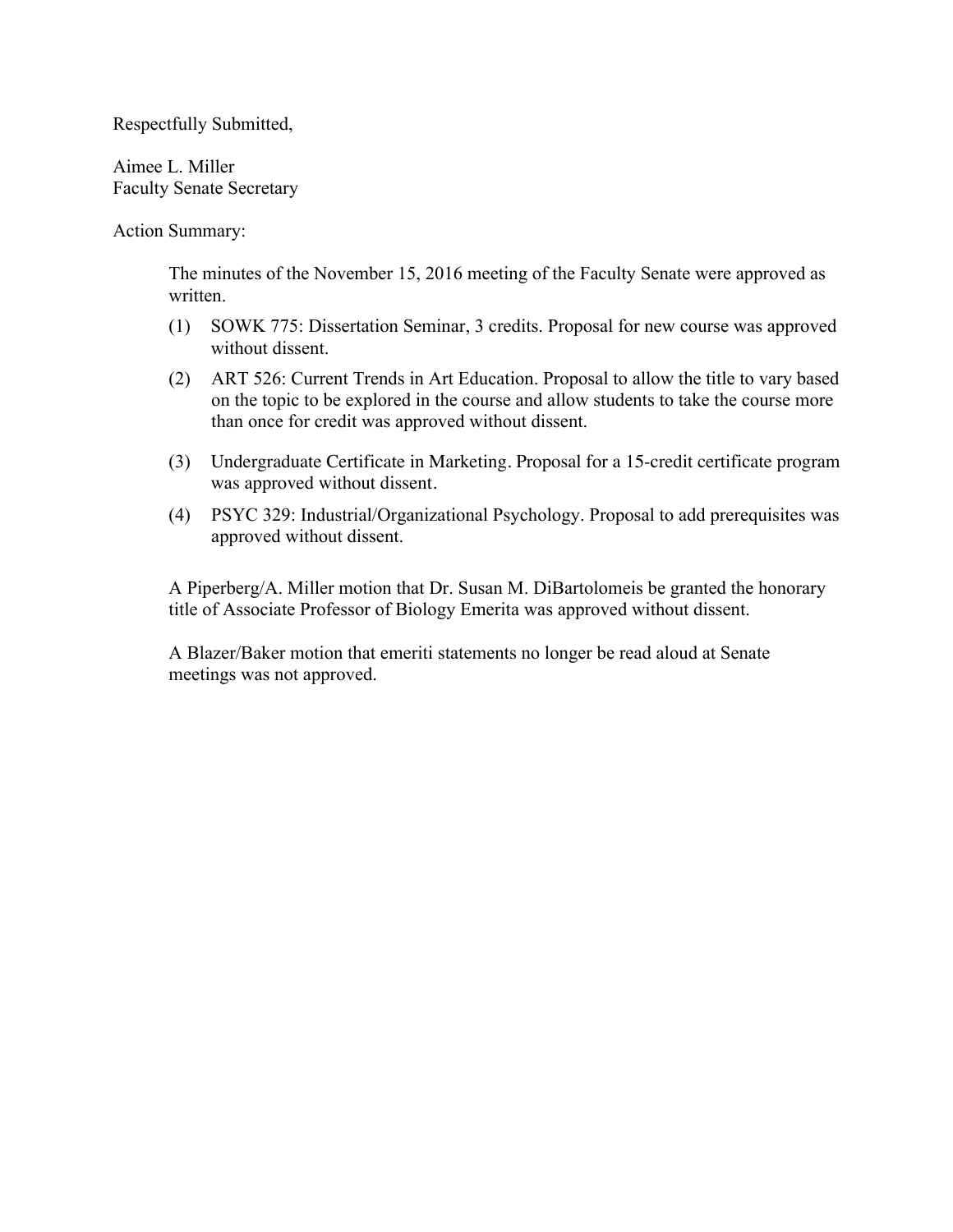Respectfully Submitted,

Aimee L. Miller
Faculty Senate Secretary

Action Summary:

The minutes of the November 15, 2016 meeting of the Faculty Senate were approved as written.

(1) SOWK 775: Dissertation Seminar, 3 credits. Proposal for new course was approved without dissent.

(2) ART 526: Current Trends in Art Education. Proposal to allow the title to vary based on the topic to be explored in the course and allow students to take the course more than once for credit was approved without dissent.

(3) Undergraduate Certificate in Marketing. Proposal for a 15-credit certificate program was approved without dissent.

(4) PSYC 329: Industrial/Organizational Psychology. Proposal to add prerequisites was approved without dissent.

A Piperberg/A. Miller motion that Dr. Susan M. DiBartolomeis be granted the honorary title of Associate Professor of Biology Emerita was approved without dissent.

A Blazer/Baker motion that emeriti statements no longer be read aloud at Senate meetings was not approved.